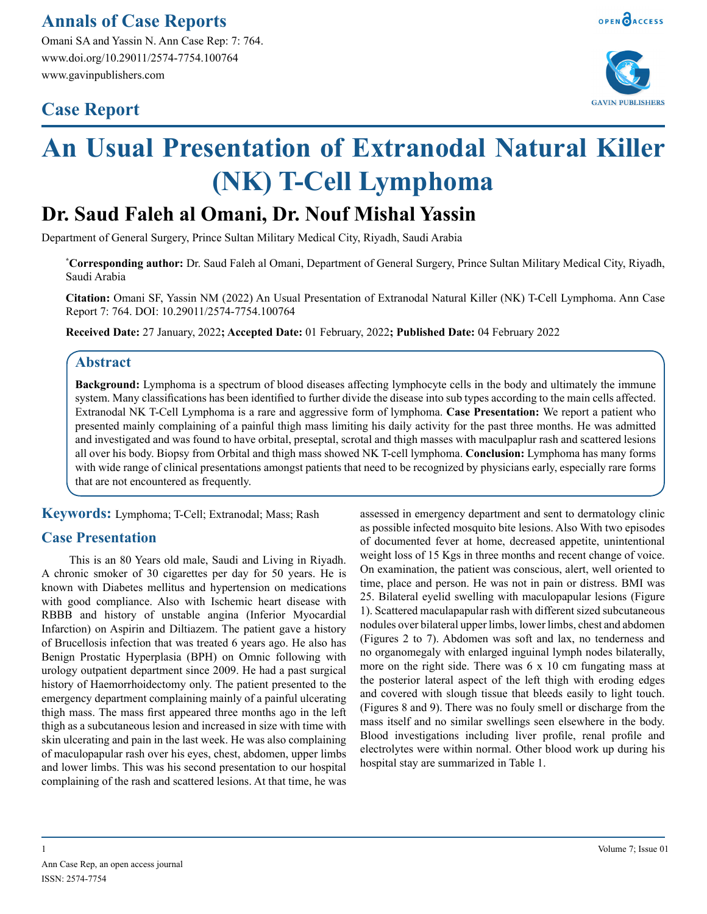# Annals of Case Reports

Omani SA and Yassin N. Ann Case Rep: 7: 764.
www.doi.org/10.29011/2574-7754.100764
www.gavinpublishers.com

## Case Report

# An Usual Presentation of Extranodal Natural Killer (NK) T-Cell Lymphoma

## Dr. Saud Faleh al Omani, Dr. Nouf Mishal Yassin

Department of General Surgery, Prince Sultan Military Medical City, Riyadh, Saudi Arabia

[*]**Corresponding author:** Dr. Saud Faleh al Omani, Department of General Surgery, Prince Sultan Military Medical City, Riyadh, Saudi Arabia

**Citation:** Omani SF, Yassin NM (2022) An Usual Presentation of Extranodal Natural Killer (NK) T-Cell Lymphoma. Ann Case Report 7: 764. DOI: 10.29011/2574-7754.100764

**Received Date:** 27 January, 2022**; Accepted Date:** 01 February, 2022**; Published Date:** 04 February 2022

## Abstract

**Background:** Lymphoma is a spectrum of blood diseases affecting lymphocyte cells in the body and ultimately the immune system. Many classifications has been identified to further divide the disease into sub types according to the main cells affected. Extranodal NK T-Cell Lymphoma is a rare and aggressive form of lymphoma. **Case Presentation:** We report a patient who presented mainly complaining of a painful thigh mass limiting his daily activity for the past three months. He was admitted and investigated and was found to have orbital, preseptal, scrotal and thigh masses with maculpaplur rash and scattered lesions all over his body. Biopsy from Orbital and thigh mass showed NK T-cell lymphoma. **Conclusion:** Lymphoma has many forms with wide range of clinical presentations amongst patients that need to be recognized by physicians early, especially rare forms that are not encountered as frequently.

**Keywords:** Lymphoma; T-Cell; Extranodal; Mass; Rash

## Case Presentation

This is an 80 Years old male, Saudi and Living in Riyadh. A chronic smoker of 30 cigarettes per day for 50 years. He is known with Diabetes mellitus and hypertension on medications with good compliance. Also with Ischemic heart disease with RBBB and history of unstable angina (Inferior Myocardial Infarction) on Aspirin and Diltiazem. The patient gave a history of Brucellosis infection that was treated 6 years ago. He also has Benign Prostatic Hyperplasia (BPH) on Omnic following with urology outpatient department since 2009. He had a past surgical history of Haemorrhoidectomy only. The patient presented to the emergency department complaining mainly of a painful ulcerating thigh mass. The mass first appeared three months ago in the left thigh as a subcutaneous lesion and increased in size with time with skin ulcerating and pain in the last week. He was also complaining of maculopapular rash over his eyes, chest, abdomen, upper limbs and lower limbs. This was his second presentation to our hospital complaining of the rash and scattered lesions. At that time, he was assessed in emergency department and sent to dermatology clinic as possible infected mosquito bite lesions. Also With two episodes of documented fever at home, decreased appetite, unintentional weight loss of 15 Kgs in three months and recent change of voice. On examination, the patient was conscious, alert, well oriented to time, place and person. He was not in pain or distress. BMI was 25. Bilateral eyelid swelling with maculopapular lesions (Figure 1). Scattered maculapapular rash with different sized subcutaneous nodules over bilateral upper limbs, lower limbs, chest and abdomen (Figures 2 to 7). Abdomen was soft and lax, no tenderness and no organomegaly with enlarged inguinal lymph nodes bilaterally, more on the right side. There was 6 x 10 cm fungating mass at the posterior lateral aspect of the left thigh with eroding edges and covered with slough tissue that bleeds easily to light touch. (Figures 8 and 9). There was no fouly smell or discharge from the mass itself and no similar swellings seen elsewhere in the body. Blood investigations including liver profile, renal profile and electrolytes were within normal. Other blood work up during his hospital stay are summarized in Table 1.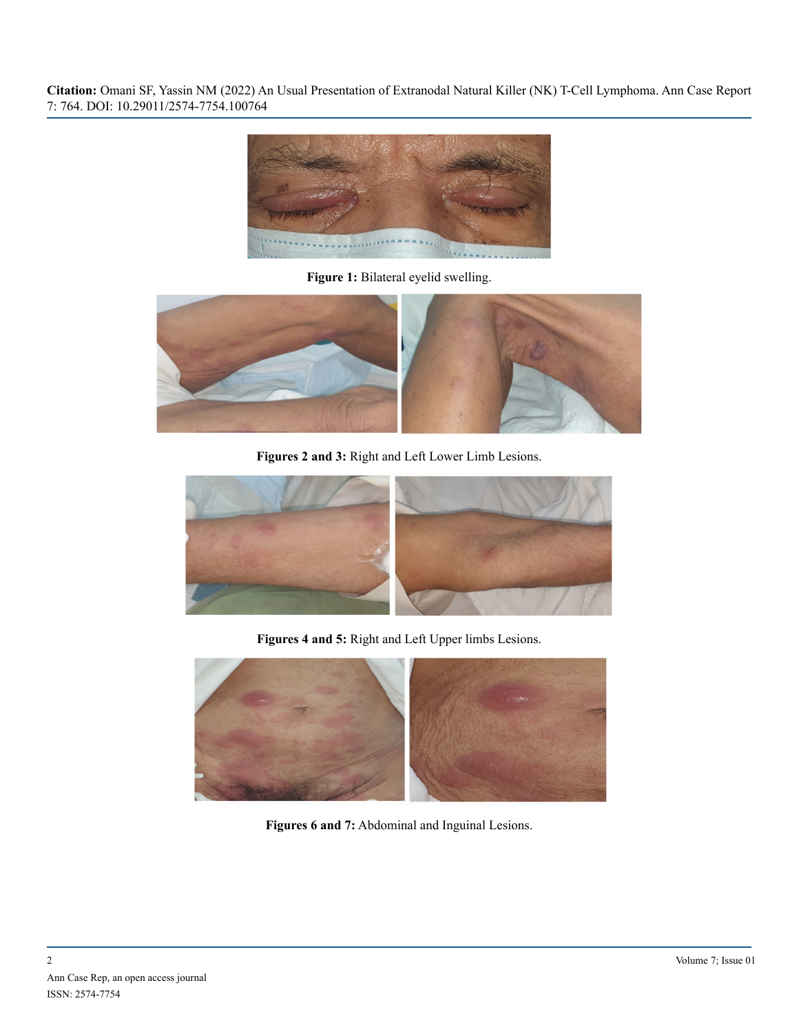**Figure 1:** Bilateral eyelid swelling.

**Figures 2 and 3:** Right and Left Lower Limb Lesions.

**Figures 4 and 5:** Right and Left Upper limbs Lesions.

**Figures 6 and 7:** Abdominal and Inguinal Lesions.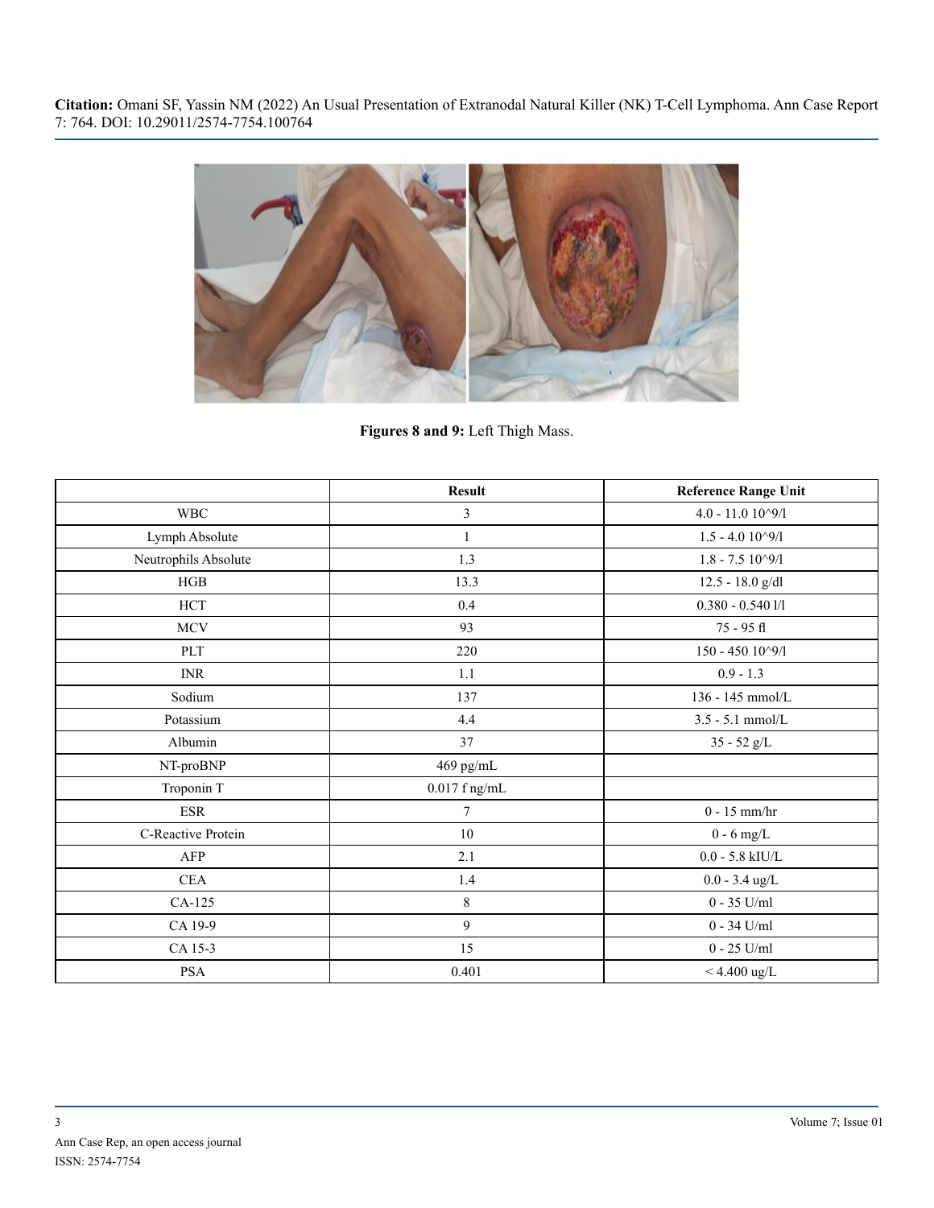Figures 8 and 9: Left Thigh Mass.

| | Result | Reference Range Unit |
|---|---|---|
| WBC | 3 | 4.0 - 11.0 10^9/l |
| Lymph Absolute | 1 | 1.5 - 4.0 10^9/l |
| Neutrophils Absolute | 1.3 | 1.8 - 7.5 10^9/l |
| HGB | 13.3 | 12.5 - 18.0 g/dl |
| HCT | 0.4 | 0.380 - 0.540 l/l |
| MCV | 93 | 75 - 95 fl |
| PLT | 220 | 150 - 450 10^9/l |
| INR | 1.1 | 0.9 - 1.3 |
| Sodium | 137 | 136 - 145 mmol/L |
| Potassium | 4.4 | 3.5 - 5.1 mmol/L |
| Albumin | 37 | 35 - 52 g/L |
| NT-proBNP | 469 pg/mL | |
| Troponin T | 0.017 f ng/mL | |
| ESR | 7 | 0 - 15 mm/hr |
| C-Reactive Protein | 10 | 0 - 6 mg/L |
| AFP | 2.1 | 0.0 - 5.8 kIU/L |
| CEA | 1.4 | 0.0 - 3.4 ug/L |
| CA-125 | 8 | 0 - 35 U/ml |
| CA 19-9 | 9 | 0 - 34 U/ml |
| CA 15-3 | 15 | 0 - 25 U/ml |
| PSA | 0.401 | < 4.400 ug/L |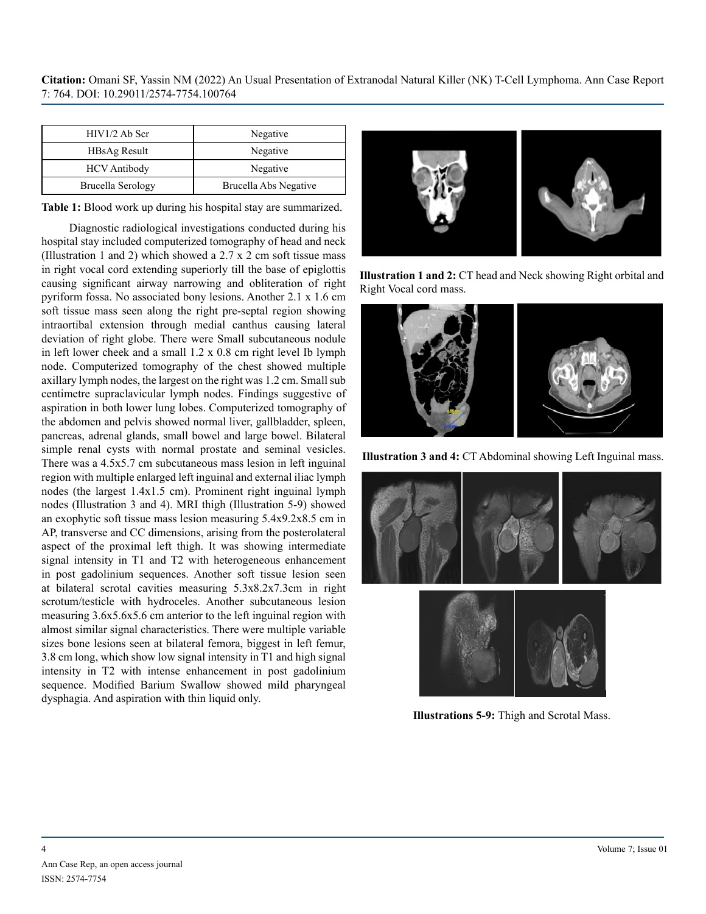| HIV1/2 Ab Scr | Negative |
| --- | --- |
| HBsAg Result | Negative |
| HCV Antibody | Negative |
| Brucella Serology | Brucella Abs Negative |

**Table 1:** Blood work up during his hospital stay are summarized.

Diagnostic radiological investigations conducted during his hospital stay included computerized tomography of head and neck (Illustration 1 and 2) which showed a 2.7 x 2 cm soft tissue mass in right vocal cord extending superiorly till the base of epiglottis causing significant airway narrowing and obliteration of right pyriform fossa. No associated bony lesions. Another 2.1 x 1.6 cm soft tissue mass seen along the right pre-septal region showing intraortibal extension through medial canthus causing lateral deviation of right globe. There were Small subcutaneous nodule in left lower cheek and a small 1.2 x 0.8 cm right level Ib lymph node. Computerized tomography of the chest showed multiple axillary lymph nodes, the largest on the right was 1.2 cm. Small sub centimetre supraclavicular lymph nodes. Findings suggestive of aspiration in both lower lung lobes. Computerized tomography of the abdomen and pelvis showed normal liver, gallbladder, spleen, pancreas, adrenal glands, small bowel and large bowel. Bilateral simple renal cysts with normal prostate and seminal vesicles. There was a 4.5x5.7 cm subcutaneous mass lesion in left inguinal region with multiple enlarged left inguinal and external iliac lymph nodes (the largest 1.4x1.5 cm). Prominent right inguinal lymph nodes (Illustration 3 and 4). MRI thigh (Illustration 5-9) showed an exophytic soft tissue mass lesion measuring 5.4x9.2x8.5 cm in AP, transverse and CC dimensions, arising from the posterolateral aspect of the proximal left thigh. It was showing intermediate signal intensity in T1 and T2 with heterogeneous enhancement in post gadolinium sequences. Another soft tissue lesion seen at bilateral scrotal cavities measuring 5.3x8.2x7.3cm in right scrotum/testicle with hydroceles. Another subcutaneous lesion measuring 3.6x5.6x5.6 cm anterior to the left inguinal region with almost similar signal characteristics. There were multiple variable sizes bone lesions seen at bilateral femora, biggest in left femur, 3.8 cm long, which show low signal intensity in T1 and high signal intensity in T2 with intense enhancement in post gadolinium sequence. Modified Barium Swallow showed mild pharyngeal dysphagia. And aspiration with thin liquid only.

**Illustration 1 and 2:** CT head and Neck showing Right orbital and Right Vocal cord mass.

**Illustration 3 and 4:** CT Abdominal showing Left Inguinal mass.

**Illustrations 5-9:** Thigh and Scrotal Mass.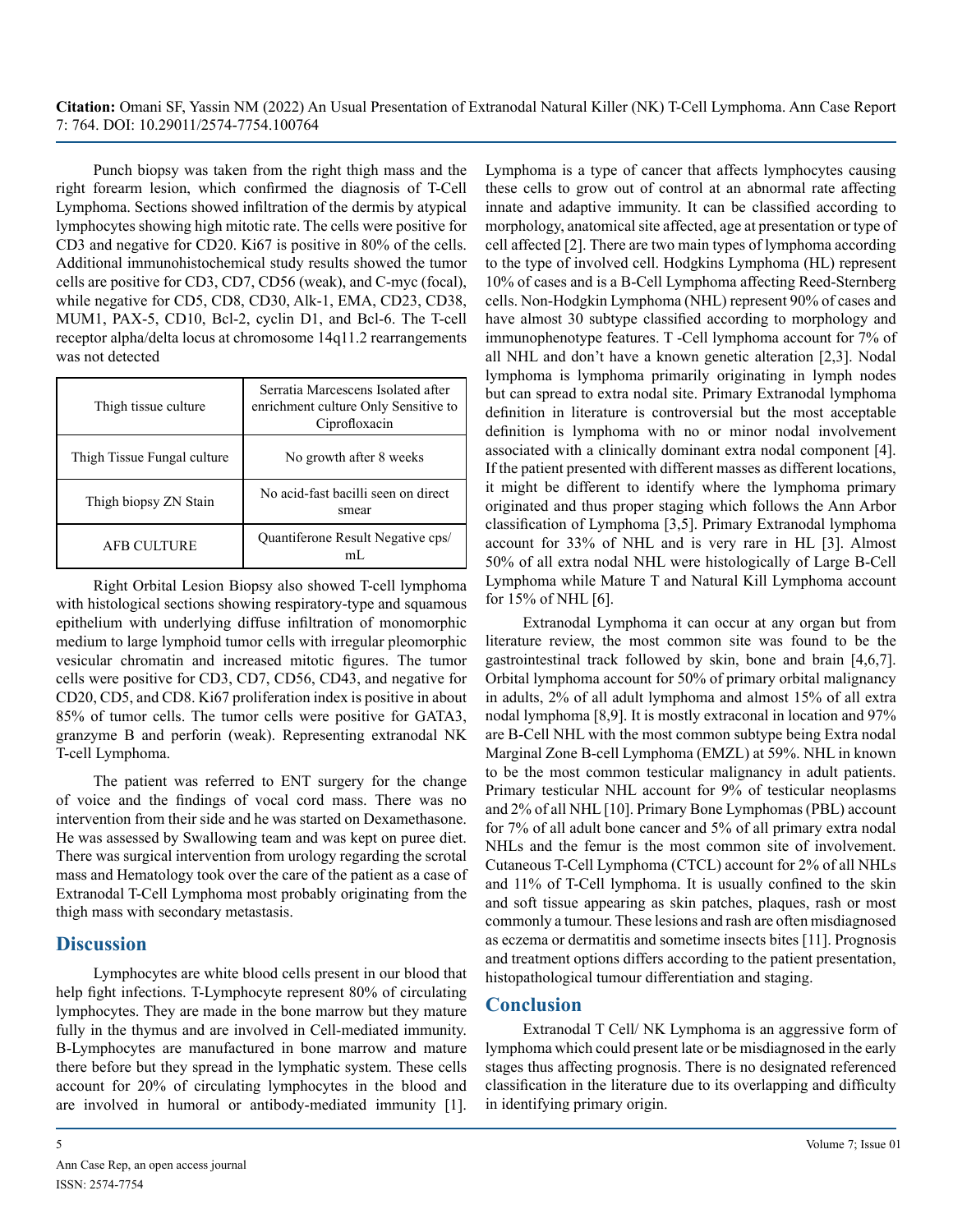Punch biopsy was taken from the right thigh mass and the right forearm lesion, which confirmed the diagnosis of T-Cell Lymphoma. Sections showed infiltration of the dermis by atypical lymphocytes showing high mitotic rate. The cells were positive for CD3 and negative for CD20. Ki67 is positive in 80% of the cells. Additional immunohistochemical study results showed the tumor cells are positive for CD3, CD7, CD56 (weak), and C-myc (focal), while negative for CD5, CD8, CD30, Alk-1, EMA, CD23, CD38, MUM1, PAX-5, CD10, Bcl-2, cyclin D1, and Bcl-6. The T-cell receptor alpha/delta locus at chromosome 14q11.2 rearrangements was not detected

| Thigh tissue culture | Serratia Marcescens Isolated after enrichment culture Only Sensitive to Ciprofloxacin |
|---|---|
| Thigh Tissue Fungal culture | No growth after 8 weeks |
| Thigh biopsy ZN Stain | No acid-fast bacilli seen on direct smear |
| AFB CULTURE | Quantiferone Result Negative cps/mL |

Right Orbital Lesion Biopsy also showed T-cell lymphoma with histological sections showing respiratory-type and squamous epithelium with underlying diffuse infiltration of monomorphic medium to large lymphoid tumor cells with irregular pleomorphic vesicular chromatin and increased mitotic figures. The tumor cells were positive for CD3, CD7, CD56, CD43, and negative for CD20, CD5, and CD8. Ki67 proliferation index is positive in about 85% of tumor cells. The tumor cells were positive for GATA3, granzyme B and perforin (weak). Representing extranodal NK T-cell Lymphoma.

The patient was referred to ENT surgery for the change of voice and the findings of vocal cord mass. There was no intervention from their side and he was started on Dexamethasone. He was assessed by Swallowing team and was kept on puree diet. There was surgical intervention from urology regarding the scrotal mass and Hematology took over the care of the patient as a case of Extranodal T-Cell Lymphoma most probably originating from the thigh mass with secondary metastasis.

## Discussion

Lymphocytes are white blood cells present in our blood that help fight infections. T-Lymphocyte represent 80% of circulating lymphocytes. They are made in the bone marrow but they mature fully in the thymus and are involved in Cell-mediated immunity. B-Lymphocytes are manufactured in bone marrow and mature there before but they spread in the lymphatic system. These cells account for 20% of circulating lymphocytes in the blood and are involved in humoral or antibody-mediated immunity [1]. Lymphoma is a type of cancer that affects lymphocytes causing these cells to grow out of control at an abnormal rate affecting innate and adaptive immunity. It can be classified according to morphology, anatomical site affected, age at presentation or type of cell affected [2]. There are two main types of lymphoma according to the type of involved cell. Hodgkins Lymphoma (HL) represent 10% of cases and is a B-Cell Lymphoma affecting Reed-Sternberg cells. Non-Hodgkin Lymphoma (NHL) represent 90% of cases and have almost 30 subtype classified according to morphology and immunophenotype features. T -Cell lymphoma account for 7% of all NHL and don't have a known genetic alteration [2,3]. Nodal lymphoma is lymphoma primarily originating in lymph nodes but can spread to extra nodal site. Primary Extranodal lymphoma definition in literature is controversial but the most acceptable definition is lymphoma with no or minor nodal involvement associated with a clinically dominant extra nodal component [4]. If the patient presented with different masses as different locations, it might be different to identify where the lymphoma primary originated and thus proper staging which follows the Ann Arbor classification of Lymphoma [3,5]. Primary Extranodal lymphoma account for 33% of NHL and is very rare in HL [3]. Almost 50% of all extra nodal NHL were histologically of Large B-Cell Lymphoma while Mature T and Natural Kill Lymphoma account for 15% of NHL [6].

Extranodal Lymphoma it can occur at any organ but from literature review, the most common site was found to be the gastrointestinal track followed by skin, bone and brain [4,6,7]. Orbital lymphoma account for 50% of primary orbital malignancy in adults, 2% of all adult lymphoma and almost 15% of all extra nodal lymphoma [8,9]. It is mostly extraconal in location and 97% are B-Cell NHL with the most common subtype being Extra nodal Marginal Zone B-cell Lymphoma (EMZL) at 59%. NHL in known to be the most common testicular malignancy in adult patients. Primary testicular NHL account for 9% of testicular neoplasms and 2% of all NHL [10]. Primary Bone Lymphomas (PBL) account for 7% of all adult bone cancer and 5% of all primary extra nodal NHLs and the femur is the most common site of involvement. Cutaneous T-Cell Lymphoma (CTCL) account for 2% of all NHLs and 11% of T-Cell lymphoma. It is usually confined to the skin and soft tissue appearing as skin patches, plaques, rash or most commonly a tumour. These lesions and rash are often misdiagnosed as eczema or dermatitis and sometime insects bites [11]. Prognosis and treatment options differs according to the patient presentation, histopathological tumour differentiation and staging.

## Conclusion

Extranodal T Cell/ NK Lymphoma is an aggressive form of lymphoma which could present late or be misdiagnosed in the early stages thus affecting prognosis. There is no designated referenced classification in the literature due to its overlapping and difficulty in identifying primary origin.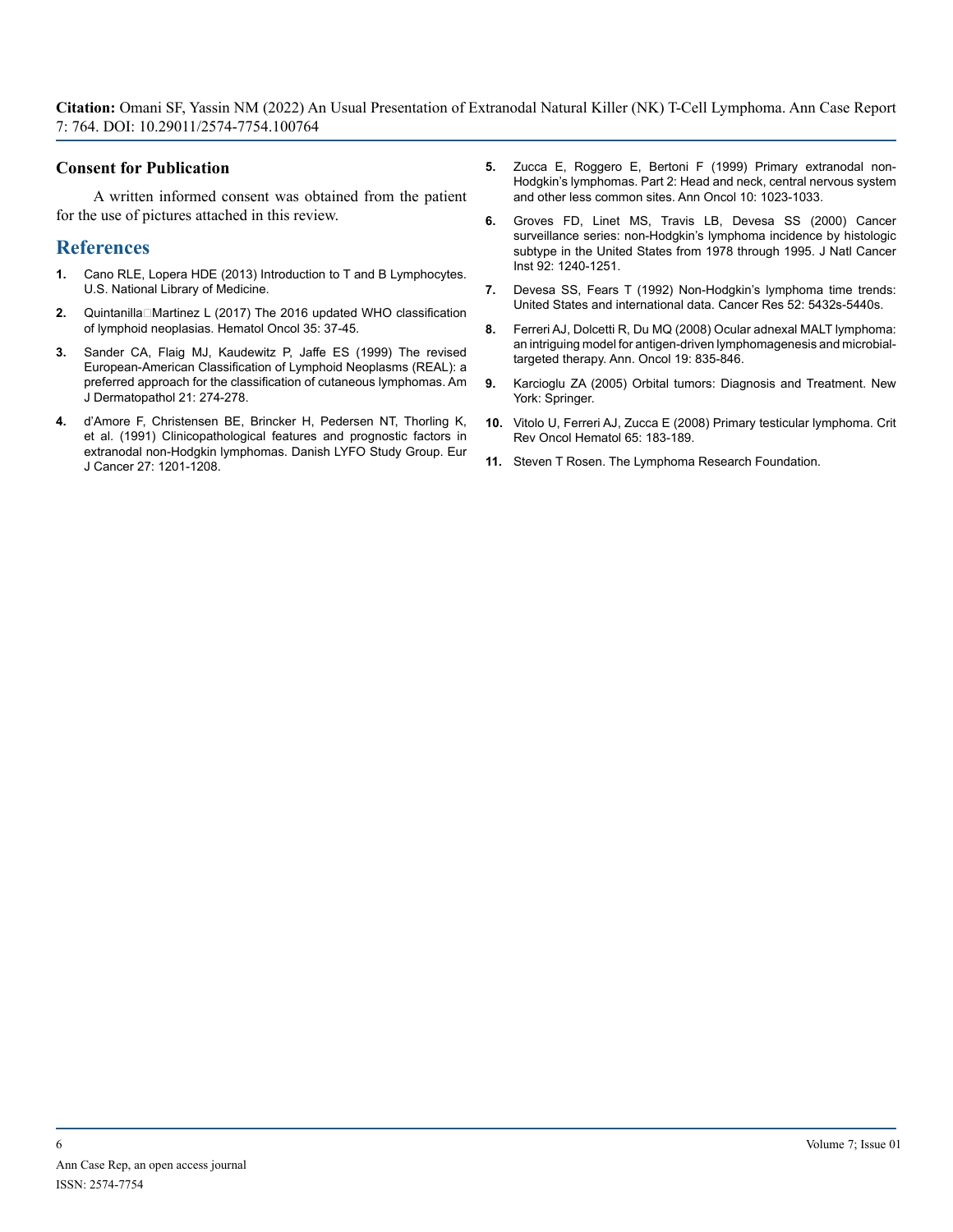## Consent for Publication

A written informed consent was obtained from the patient for the use of pictures attached in this review.

## References

1. Cano RLE, Lopera HDE (2013) Introduction to T and B Lymphocytes. U.S. National Library of Medicine.
2. Quintanilla□Martinez L (2017) The 2016 updated WHO classification of lymphoid neoplasias. Hematol Oncol 35: 37-45.
3. Sander CA, Flaig MJ, Kaudewitz P, Jaffe ES (1999) The revised European-American Classification of Lymphoid Neoplasms (REAL): a preferred approach for the classification of cutaneous lymphomas. Am J Dermatopathol 21: 274-278.
4. d'Amore F, Christensen BE, Brincker H, Pedersen NT, Thorling K, et al. (1991) Clinicopathological features and prognostic factors in extranodal non-Hodgkin lymphomas. Danish LYFO Study Group. Eur J Cancer 27: 1201-1208.
5. Zucca E, Roggero E, Bertoni F (1999) Primary extranodal non-Hodgkin's lymphomas. Part 2: Head and neck, central nervous system and other less common sites. Ann Oncol 10: 1023-1033.
6. Groves FD, Linet MS, Travis LB, Devesa SS (2000) Cancer surveillance series: non-Hodgkin's lymphoma incidence by histologic subtype in the United States from 1978 through 1995. J Natl Cancer Inst 92: 1240-1251.
7. Devesa SS, Fears T (1992) Non-Hodgkin's lymphoma time trends: United States and international data. Cancer Res 52: 5432s-5440s.
8. Ferreri AJ, Dolcetti R, Du MQ (2008) Ocular adnexal MALT lymphoma: an intriguing model for antigen-driven lymphomagenesis and microbial-targeted therapy. Ann. Oncol 19: 835-846.
9. Karcioglu ZA (2005) Orbital tumors: Diagnosis and Treatment. New York: Springer.
10. Vitolo U, Ferreri AJ, Zucca E (2008) Primary testicular lymphoma. Crit Rev Oncol Hematol 65: 183-189.
11. Steven T Rosen. The Lymphoma Research Foundation.